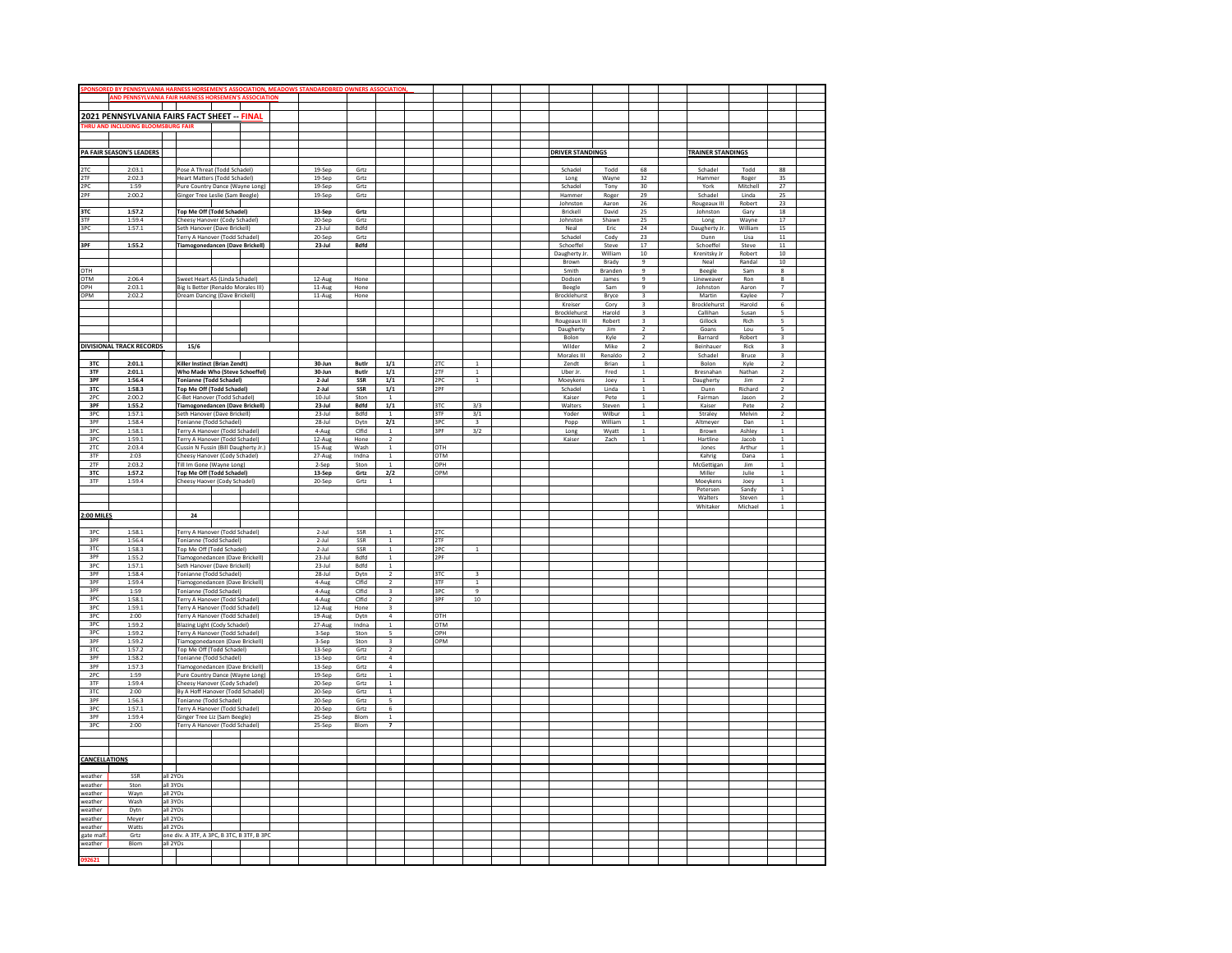SPONSORED BY PENNSYLVANIA HARNESS HORSEMEN'S ASSOCIATION, MEADOWS STANDARDBRED OWNERS ASSOCIATION,
AND PENNSYLVANIA FAIR HARNESS HORSEMEN'S ASSOCIATION

# 2021 PENNSYLVANIA FAIRS FACT SHEET -- FINAL

THRU AND INCLUDING BLOOMSBURG FAIR

## PA FAIR SEASON'S LEADERS

| | | | | |
|---|---|---|---|---|
| 2TC | 2:03.1 | Pose A Threat (Todd Schadel) | 19-Sep | Grtz |
| 2TF | 2:02.3 | Heart Matters (Todd Schadel) | 19-Sep | Grtz |
| 2PC | 1:59 | Pure Country Dance (Wayne Long) | 19-Sep | Grtz |
| 2PF | 2:00.2 | Ginger Tree Leslie (Sam Beegle) | 19-Sep | Grtz |
| **3TC** | **1:57.2** | **Top Me Off (Todd Schadel)** | **13-Sep** | **Grtz** |
| 3TF | 1:59.4 | Cheesy Hanover (Cody Schadel) | 20-Sep | Grtz |
| 3PC | 1:57.1 | Seth Hanover (Dave Brickell) | 23-Jul | Bdfd |
| | | Terry A Hanover (Todd Schadel) | 20-Sep | Grtz |
| **3PF** | **1:55.2** | **Tiamogonedancen (Dave Brickell)** | **23-Jul** | **Bdfd** |
| OTH | | | | |
| OTM | 2:06.4 | Sweet Heart AS (Linda Schadel) | 12-Aug | Hone |
| OPH | 2:03.1 | Big Is Better (Renaldo Morales III) | 11-Aug | Hone |
| OPM | 2:02.2 | Dream Dancing (Dave Brickell) | 11-Aug | Hone |

## DRIVER STANDINGS

| | | |
|---|---|---|
| Schadel | Todd | 68 |
| Long | Wayne | 32 |
| Schadel | Tony | 30 |
| Hammer | Roger | 29 |
| Johnston | Aaron | 26 |
| Brickell | David | 25 |
| Johnston | Shawn | 25 |
| Neal | Eric | 24 |
| Schadel | Cody | 23 |
| Schoeffel | Steve | 17 |
| Daugherty Jr. | William | 10 |
| Brown | Brady | 9 |
| Smith | Branden | 9 |
| Dodson | James | 9 |
| Beegle | Sam | 9 |
| Brocklehurst | Bryce | 3 |
| Kreiser | Cory | 3 |
| Brocklehurst | Harold | 3 |
| Rougeaux III | Robert | 3 |
| Daugherty | Jim | 2 |
| Bolon | Kyle | 2 |
| Wilder | Mike | 2 |
| Morales III | Renaldo | 2 |
| Zendt | Brian | 1 |
| Uber Jr. | Fred | 1 |
| Moeykens | Joey | 1 |
| Schadel | Linda | 1 |
| Kaiser | Pete | 1 |
| Walters | Steven | 1 |
| Yoder | Wilbur | 1 |
| Popp | William | 1 |
| Long | Wyatt | 1 |
| Kaiser | Zach | 1 |

## TRAINER STANDINGS

| | | |
|---|---|---|
| Schadel | Todd | 88 |
| Hammer | Roger | 35 |
| York | Mitchell | 27 |
| Schadel | Linda | 25 |
| Rougeaux III | Robert | 23 |
| Johnston | Gary | 18 |
| Long | Wayne | 17 |
| Daugherty Jr. | William | 15 |
| Dunn | Lisa | 11 |
| Schoeffel | Steve | 11 |
| Krenitsky Jr | Robert | 10 |
| Neal | Randal | 10 |
| Beegle | Sam | 8 |
| Lineweaver | Ron | 8 |
| Johnston | Aaron | 7 |
| Martin | Kaylee | 7 |
| Brocklehurst | Harold | 6 |
| Callihan | Susan | 5 |
| Gillock | Rich | 5 |
| Goans | Lou | 5 |
| Barnard | Robert | 3 |
| Beinhauer | Rick | 3 |
| Schadel | Bruce | 3 |
| Bolon | Kyle | 2 |
| Bresnahan | Nathan | 2 |
| Daugherty | Jim | 2 |
| Dunn | Richard | 2 |
| Fairman | Jason | 2 |
| Kaiser | Pete | 2 |
| Straley | Melvin | 2 |
| Altmeyer | Dan | 1 |
| Brown | Ashley | 1 |
| Hartline | Jacob | 1 |
| Jones | Arthur | 1 |
| Kahrig | Dana | 1 |
| McGettigan | Jim | 1 |
| Miller | Julie | 1 |
| Moeykens | Joey | 1 |
| Petersen | Sandy | 1 |
| Walters | Steven | 1 |
| Whitaker | Michael | 1 |

## DIVISIONAL TRACK RECORDS — 15/6

| | | | | | | | |
|---|---|---|---|---|---|---|---|
| **3TC** | **2:01.1** | **Killer Instinct (Brian Zendt)** | **30-Jun** | **Butlr** | **1/1** | 2TC | 1 |
| **3TF** | **2:01.1** | **Who Made Who (Steve Schoeffel)** | **30-Jun** | **Butlr** | **1/1** | 2TF | 1 |
| **3PF** | **1:56.4** | **Tonianne (Todd Schadel)** | **2-Jul** | **SSR** | **1/1** | 2PC | 1 |
| **3TC** | **1:58.3** | **Top Me Off (Todd Schadel)** | **2-Jul** | **SSR** | **1/1** | 2PF | |
| 2PC | 2:00.2 | C-Bet Hanover (Todd Schadel) | 10-Jul | Ston | 1 | | |
| **3PF** | **1:55.2** | **Tiamogonedancen (Dave Brickell)** | **23-Jul** | **Bdfd** | **1/1** | 3TC | 3/3 |
| 3PC | 1:57.1 | Seth Hanover (Dave Brickell) | 23-Jul | Bdfd | 1 | 3TF | 3/1 |
| 3PF | 1:58.4 | Tonianne (Todd Schadel) | 28-Jul | Dytn | **2/1** | 3PC | 3 |
| 3PC | 1:58.1 | Terry A Hanover (Todd Schadel) | 4-Aug | Clfld | 1 | 3PF | 3/2 |
| 3PC | 1:59.1 | Terry A Hanover (Todd Schadel) | 12-Aug | Hone | 2 | | |
| 2TC | 2:03.4 | Cussin N Fussin (Bill Daugherty Jr.) | 15-Aug | Wash | 1 | OTH | |
| 3TF | 2:03 | Cheesy Hanover (Cody Schadel) | 27-Aug | Indna | 1 | OTM | |
| 2TF | 2:03.2 | Till Im Gone (Wayne Long) | 2-Sep | Ston | 1 | OPH | |
| **3TC** | **1:57.2** | **Top Me Off (Todd Schadel)** | **13-Sep** | **Grtz** | **2/2** | OPM | |
| 3TF | 1:59.4 | Cheesy Haover (Cody Schadel) | 20-Sep | Grtz | 1 | | |

## 2:00 MILES — 24

| | | | | | | | |
|---|---|---|---|---|---|---|---|
| 3PC | 1:58.1 | Terry A Hanover (Todd Schadel) | 2-Jul | SSR | 1 | 2TC | |
| 3PF | 1:56.4 | Tonianne (Todd Schadel) | 2-Jul | SSR | 1 | 2TF | |
| 3TC | 1:58.3 | Top Me Off (Todd Schadel) | 2-Jul | SSR | 1 | 2PC | 1 |
| 3PF | 1:55.2 | Tiamogonedancen (Dave Brickell) | 23-Jul | Bdfd | 1 | 2PF | |
| 3PC | 1:57.1 | Seth Hanover (Dave Brickell) | 23-Jul | Bdfd | 1 | | |
| 3PF | 1:58.4 | Tonianne (Todd Schadel) | 28-Jul | Dytn | 2 | 3TC | 3 |
| 3PF | 1:59.4 | Tiamogonedancen (Dave Brickell) | 4-Aug | Clfld | 2 | 3TF | 1 |
| 3PF | 1:59 | Tonianne (Todd Schadel) | 4-Aug | Clfld | 3 | 3PC | 9 |
| 3PC | 1:58.1 | Terry A Hanover (Todd Schadel) | 4-Aug | Clfld | 2 | 3PF | 10 |
| 3PC | 1:59.1 | Terry A Hanover (Todd Schadel) | 12-Aug | Hone | 3 | | |
| 3PC | 2:00 | Terry A Hanover (Todd Schadel) | 19-Aug | Dytn | 4 | OTH | |
| 3PC | 1:59.2 | Blazing Light (Cody Schadel) | 27-Aug | Indna | 1 | OTM | |
| 3PC | 1:59.2 | Terry A Hanover (Todd Schadel) | 3-Sep | Ston | 5 | OPH | |
| 3PF | 1:59.2 | Tiamogonedancen (Dave Brickell) | 3-Sep | Ston | 3 | OPM | |
| 3TC | 1:57.2 | Top Me Off (Todd Schadel) | 13-Sep | Grtz | 2 | | |
| 3PF | 1:58.2 | Tonianne (Todd Schadel) | 13-Sep | Grtz | 4 | | |
| 3PF | 1:57.3 | Tiamogonedancen (Dave Brickell) | 13-Sep | Grtz | 4 | | |
| 2PC | 1:59 | Pure Country Dance (Wayne Long) | 19-Sep | Grtz | 1 | | |
| 3TF | 1:59.4 | Cheesy Hanover (Cody Schadel) | 20-Sep | Grtz | 1 | | |
| 3TC | 2:00 | By A Hoff Hanover (Todd Schadel) | 20-Sep | Grtz | 1 | | |
| 3PF | 1:56.3 | Tonianne (Todd Schadel) | 20-Sep | Grtz | 5 | | |
| 3PC | 1:57.1 | Terry A Hanover (Todd Schadel) | 20-Sep | Grtz | 6 | | |
| 3PF | 1:59.4 | Ginger Tree Liz (Sam Beegle) | 25-Sep | Blom | 1 | | |
| 3PC | 2:00 | Terry A Hanover (Todd Schadel) | 25-Sep | Blom | **7** | | |

## CANCELLATIONS

| | | |
|---|---|---|
| weather | SSR | all 2YOs |
| weather | Ston | all 3YOs |
| weather | Wayn | all 2YOs |
| weather | Wash | all 3YOs |
| weather | Dytn | all 2YOs |
| weather | Meyer | all 2YOs |
| weather | Watts | all 2YOs |
| gate malf. | Grtz | one div. A 3TF, A 3PC, B 3TC, B 3TF, B 3PC |
| weather | Blom | all 2YOs |

092621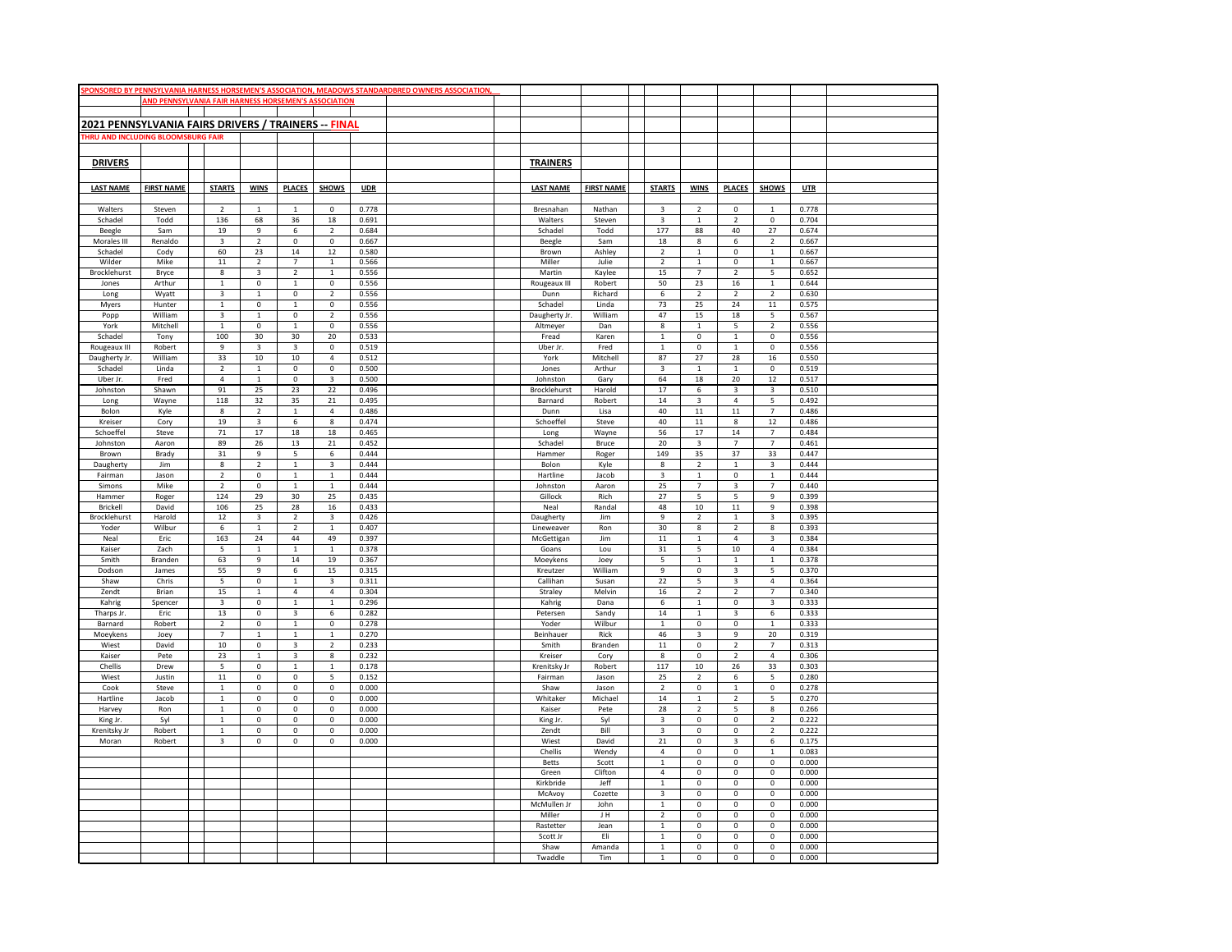**SPONSORED BY PENNSYLVANIA HARNESS HORSEMEN'S ASSOCIATION, MEADOWS STANDARDBRED OWNERS ASSOCIATION,**

**AND PENNSYLVANIA FAIR HARNESS HORSEMEN'S ASSOCIATION**

## 2021 PENNSYLVANIA FAIRS DRIVERS / TRAINERS -- FINAL

**THRU AND INCLUDING BLOOMSBURG FAIR**

### DRIVERS

| LAST NAME | FIRST NAME | STARTS | WINS | PLACES | SHOWS | UDR |
|---|---|---|---|---|---|---|
| Walters | Steven | 2 | 1 | 1 | 0 | 0.778 |
| Schadel | Todd | 136 | 68 | 36 | 18 | 0.691 |
| Beegle | Sam | 19 | 9 | 6 | 2 | 0.684 |
| Morales III | Renaldo | 3 | 2 | 0 | 0 | 0.667 |
| Schadel | Cody | 60 | 23 | 14 | 12 | 0.580 |
| Wilder | Mike | 11 | 2 | 7 | 1 | 0.566 |
| Brocklehurst | Bryce | 8 | 3 | 2 | 1 | 0.556 |
| Jones | Arthur | 1 | 0 | 1 | 0 | 0.556 |
| Long | Wyatt | 3 | 1 | 0 | 2 | 0.556 |
| Myers | Hunter | 1 | 0 | 1 | 0 | 0.556 |
| Popp | William | 3 | 1 | 0 | 2 | 0.556 |
| York | Mitchell | 1 | 0 | 1 | 0 | 0.556 |
| Schadel | Tony | 100 | 30 | 30 | 20 | 0.533 |
| Rougeaux III | Robert | 9 | 3 | 3 | 0 | 0.519 |
| Daugherty Jr. | William | 33 | 10 | 10 | 4 | 0.512 |
| Schadel | Linda | 2 | 1 | 0 | 0 | 0.500 |
| Uber Jr. | Fred | 4 | 1 | 0 | 3 | 0.500 |
| Johnston | Shawn | 91 | 25 | 23 | 22 | 0.496 |
| Long | Wayne | 118 | 32 | 35 | 21 | 0.495 |
| Bolon | Kyle | 8 | 2 | 1 | 4 | 0.486 |
| Kreiser | Cory | 19 | 3 | 6 | 8 | 0.474 |
| Schoeffel | Steve | 71 | 17 | 18 | 18 | 0.465 |
| Johnston | Aaron | 89 | 26 | 13 | 21 | 0.452 |
| Brown | Brady | 31 | 9 | 5 | 6 | 0.444 |
| Daugherty | Jim | 8 | 2 | 1 | 3 | 0.444 |
| Fairman | Jason | 2 | 0 | 1 | 1 | 0.444 |
| Simons | Mike | 2 | 0 | 1 | 1 | 0.444 |
| Hammer | Roger | 124 | 29 | 30 | 25 | 0.435 |
| Brickell | David | 106 | 25 | 28 | 16 | 0.433 |
| Brocklehurst | Harold | 12 | 3 | 2 | 3 | 0.426 |
| Yoder | Wilbur | 6 | 1 | 2 | 1 | 0.407 |
| Neal | Eric | 163 | 24 | 44 | 49 | 0.397 |
| Kaiser | Zach | 5 | 1 | 1 | 1 | 0.378 |
| Smith | Branden | 63 | 9 | 14 | 19 | 0.367 |
| Dodson | James | 55 | 9 | 6 | 15 | 0.315 |
| Shaw | Chris | 5 | 0 | 1 | 3 | 0.311 |
| Zendt | Brian | 15 | 1 | 4 | 4 | 0.304 |
| Kahrig | Spencer | 3 | 0 | 1 | 1 | 0.296 |
| Tharps Jr. | Eric | 13 | 0 | 3 | 6 | 0.282 |
| Barnard | Robert | 2 | 0 | 1 | 0 | 0.278 |
| Moeykens | Joey | 7 | 1 | 1 | 1 | 0.270 |
| Wiest | David | 10 | 0 | 3 | 2 | 0.233 |
| Kaiser | Pete | 23 | 1 | 3 | 8 | 0.232 |
| Chellis | Drew | 5 | 0 | 1 | 1 | 0.178 |
| Wiest | Justin | 11 | 0 | 0 | 5 | 0.152 |
| Cook | Steve | 1 | 0 | 0 | 0 | 0.000 |
| Hartline | Jacob | 1 | 0 | 0 | 0 | 0.000 |
| Harvey | Ron | 1 | 0 | 0 | 0 | 0.000 |
| King Jr. | Syl | 1 | 0 | 0 | 0 | 0.000 |
| Krenitsky Jr | Robert | 1 | 0 | 0 | 0 | 0.000 |
| Moran | Robert | 3 | 0 | 0 | 0 | 0.000 |

### TRAINERS

| LAST NAME | FIRST NAME | STARTS | WINS | PLACES | SHOWS | UTR |
|---|---|---|---|---|---|---|
| Bresnahan | Nathan | 3 | 2 | 0 | 1 | 0.778 |
| Walters | Steven | 3 | 1 | 2 | 0 | 0.704 |
| Schadel | Todd | 177 | 88 | 40 | 27 | 0.674 |
| Beegle | Sam | 18 | 8 | 6 | 2 | 0.667 |
| Brown | Ashley | 2 | 1 | 0 | 1 | 0.667 |
| Miller | Julie | 2 | 1 | 0 | 1 | 0.667 |
| Martin | Kaylee | 15 | 7 | 2 | 5 | 0.652 |
| Rougeaux III | Robert | 50 | 23 | 16 | 1 | 0.644 |
| Dunn | Richard | 6 | 2 | 2 | 2 | 0.630 |
| Schadel | Linda | 73 | 25 | 24 | 11 | 0.575 |
| Daugherty Jr. | William | 47 | 15 | 18 | 5 | 0.567 |
| Altmeyer | Dan | 8 | 1 | 5 | 2 | 0.556 |
| Fread | Karen | 1 | 0 | 1 | 0 | 0.556 |
| Uber Jr. | Fred | 1 | 0 | 1 | 0 | 0.556 |
| York | Mitchell | 87 | 27 | 28 | 16 | 0.550 |
| Jones | Arthur | 3 | 1 | 1 | 0 | 0.519 |
| Johnston | Gary | 64 | 18 | 20 | 12 | 0.517 |
| Brocklehurst | Harold | 17 | 6 | 3 | 3 | 0.510 |
| Barnard | Robert | 14 | 3 | 4 | 5 | 0.492 |
| Dunn | Lisa | 40 | 11 | 11 | 7 | 0.486 |
| Schoeffel | Steve | 40 | 11 | 8 | 12 | 0.486 |
| Long | Wayne | 56 | 17 | 14 | 7 | 0.484 |
| Schadel | Bruce | 20 | 3 | 7 | 7 | 0.461 |
| Hammer | Roger | 149 | 35 | 37 | 33 | 0.447 |
| Bolon | Kyle | 8 | 2 | 1 | 3 | 0.444 |
| Hartline | Jacob | 3 | 1 | 0 | 1 | 0.444 |
| Johnston | Aaron | 25 | 7 | 3 | 7 | 0.440 |
| Gillock | Rich | 27 | 5 | 5 | 9 | 0.399 |
| Neal | Randal | 48 | 10 | 11 | 9 | 0.398 |
| Daugherty | Jim | 9 | 2 | 1 | 3 | 0.395 |
| Lineweaver | Ron | 30 | 8 | 2 | 8 | 0.393 |
| McGettigan | Jim | 11 | 1 | 4 | 3 | 0.384 |
| Goans | Lou | 31 | 5 | 10 | 4 | 0.384 |
| Moeykens | Joey | 5 | 1 | 1 | 1 | 0.378 |
| Kreutzer | William | 9 | 0 | 3 | 5 | 0.370 |
| Callihan | Susan | 22 | 5 | 3 | 4 | 0.364 |
| Straley | Melvin | 16 | 2 | 2 | 7 | 0.340 |
| Kahrig | Dana | 6 | 1 | 0 | 3 | 0.333 |
| Petersen | Sandy | 14 | 1 | 3 | 6 | 0.333 |
| Yoder | Wilbur | 1 | 0 | 0 | 1 | 0.333 |
| Beinhauer | Rick | 46 | 3 | 9 | 20 | 0.319 |
| Smith | Branden | 11 | 0 | 2 | 7 | 0.313 |
| Kreiser | Cory | 8 | 0 | 2 | 4 | 0.306 |
| Krenitsky Jr | Robert | 117 | 10 | 26 | 33 | 0.303 |
| Fairman | Jason | 25 | 2 | 6 | 5 | 0.280 |
| Shaw | Jason | 2 | 0 | 1 | 0 | 0.278 |
| Whitaker | Michael | 14 | 1 | 2 | 5 | 0.270 |
| Kaiser | Pete | 28 | 2 | 5 | 8 | 0.266 |
| King Jr. | Syl | 3 | 0 | 0 | 2 | 0.222 |
| Zendt | Bill | 3 | 0 | 0 | 2 | 0.222 |
| Wiest | David | 21 | 0 | 3 | 6 | 0.175 |
| Chellis | Wendy | 4 | 0 | 0 | 1 | 0.083 |
| Betts | Scott | 1 | 0 | 0 | 0 | 0.000 |
| Green | Clifton | 4 | 0 | 0 | 0 | 0.000 |
| Kirkbride | Jeff | 1 | 0 | 0 | 0 | 0.000 |
| McAvoy | Cozette | 3 | 0 | 0 | 0 | 0.000 |
| McMullen Jr | John | 1 | 0 | 0 | 0 | 0.000 |
| Miller | J H | 2 | 0 | 0 | 0 | 0.000 |
| Rastetter | Jean | 1 | 0 | 0 | 0 | 0.000 |
| Scott Jr | Eli | 1 | 0 | 0 | 0 | 0.000 |
| Shaw | Amanda | 1 | 0 | 0 | 0 | 0.000 |
| Twaddle | Tim | 1 | 0 | 0 | 0 | 0.000 |